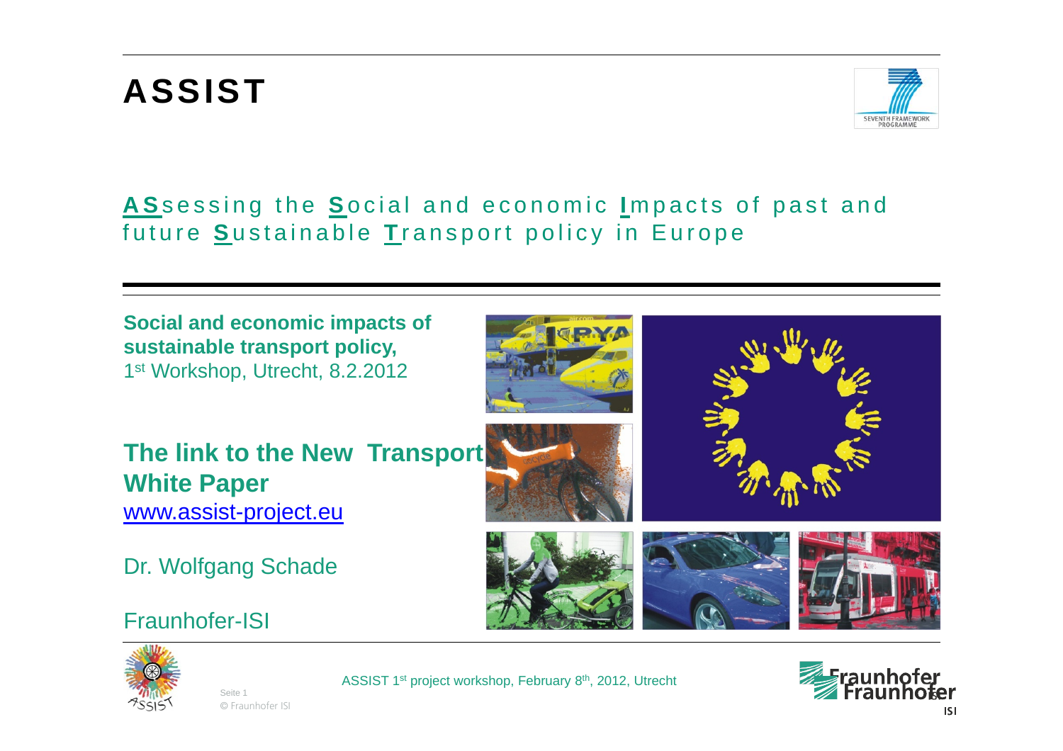# ASSIST

**AS**sessing the **S**ocial and economic **I**mpacts of past and future **S**ustainable **T**ransport policy in Europe

**Social and economic impacts of sustainable transport policy,**
1st Workshop, Utrecht, 8.2.2012

## The link to the New Transport White Paper

www.assist-project.eu

Dr. Wolfgang Schade

Fraunhofer-ISI

ASSIST 1st project workshop, February 8th, 2012, Utrecht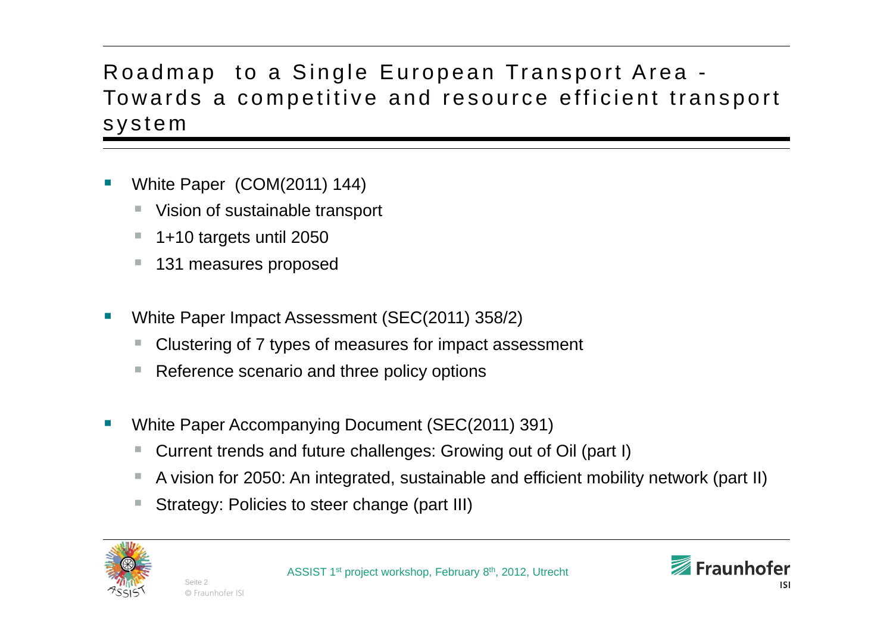# Roadmap to a Single European Transport Area - Towards a competitive and resource efficient transport system

- White Paper (COM(2011) 144)
  - Vision of sustainable transport
  - 1+10 targets until 2050
  - 131 measures proposed
- White Paper Impact Assessment (SEC(2011) 358/2)
  - Clustering of 7 types of measures for impact assessment
  - Reference scenario and three policy options
- White Paper Accompanying Document (SEC(2011) 391)
  - Current trends and future challenges: Growing out of Oil (part I)
  - A vision for 2050: An integrated, sustainable and efficient mobility network (part II)
  - Strategy: Policies to steer change (part III)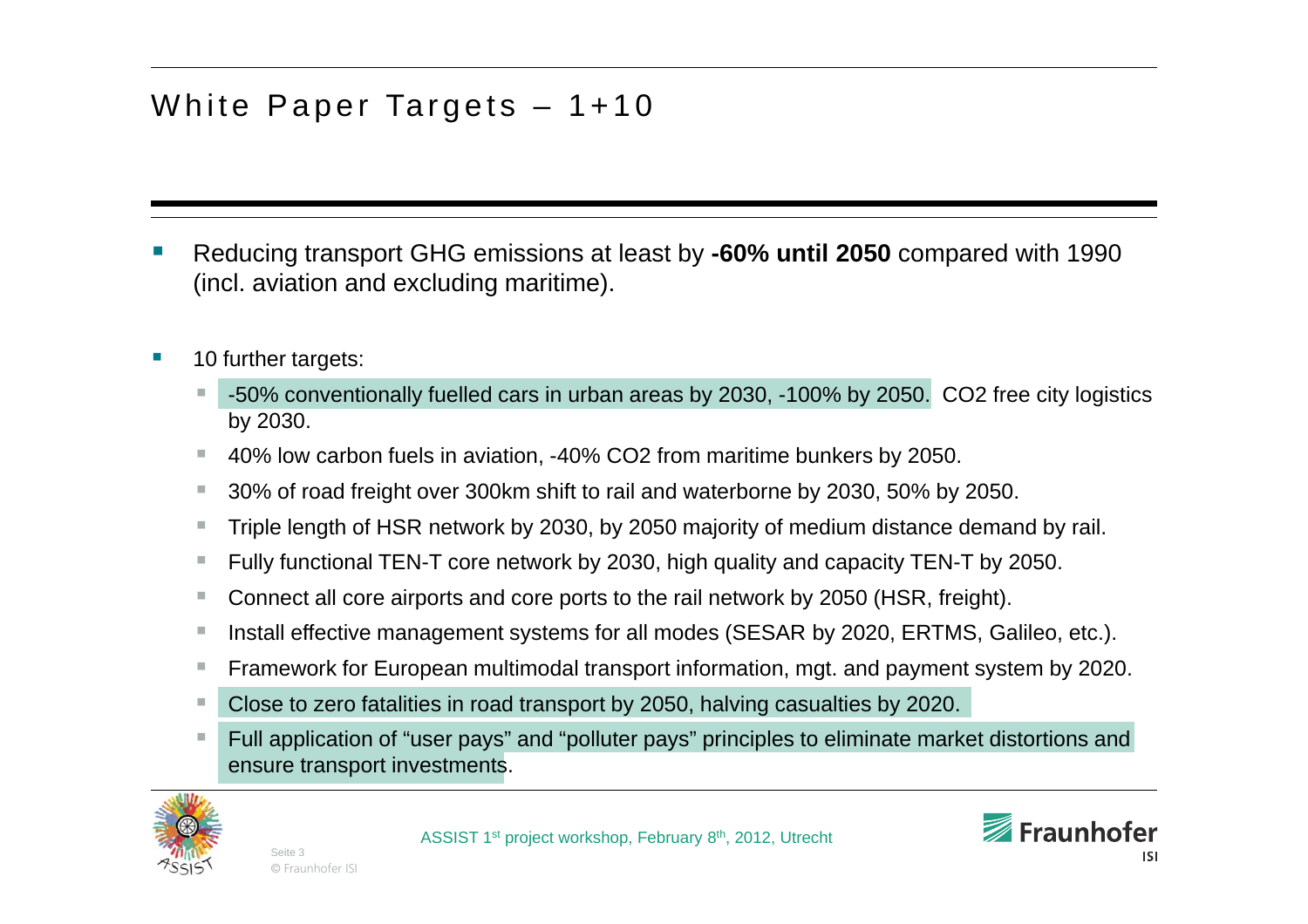# White Paper Targets – 1+10

- Reducing transport GHG emissions at least by **-60% until 2050** compared with 1990 (incl. aviation and excluding maritime).

- 10 further targets:
  - -50% conventionally fuelled cars in urban areas by 2030, -100% by 2050. $CO_2$ free city logistics by 2030.
  - 40% low carbon fuels in aviation, -40% $CO_2$ from maritime bunkers by 2050.
  - 30% of road freight over 300km shift to rail and waterborne by 2030, 50% by 2050.
  - Triple length of HSR network by 2030, by 2050 majority of medium distance demand by rail.
  - Fully functional TEN-T core network by 2030, high quality and capacity TEN-T by 2050.
  - Connect all core airports and core ports to the rail network by 2050 (HSR, freight).
  - Install effective management systems for all modes (SESAR by 2020, ERTMS, Galileo, etc.).
  - Framework for European multimodal transport information, mgt. and payment system by 2020.
  - Close to zero fatalities in road transport by 2050, halving casualties by 2020.
  - Full application of "user pays" and "polluter pays" principles to eliminate market distortions and ensure transport investments.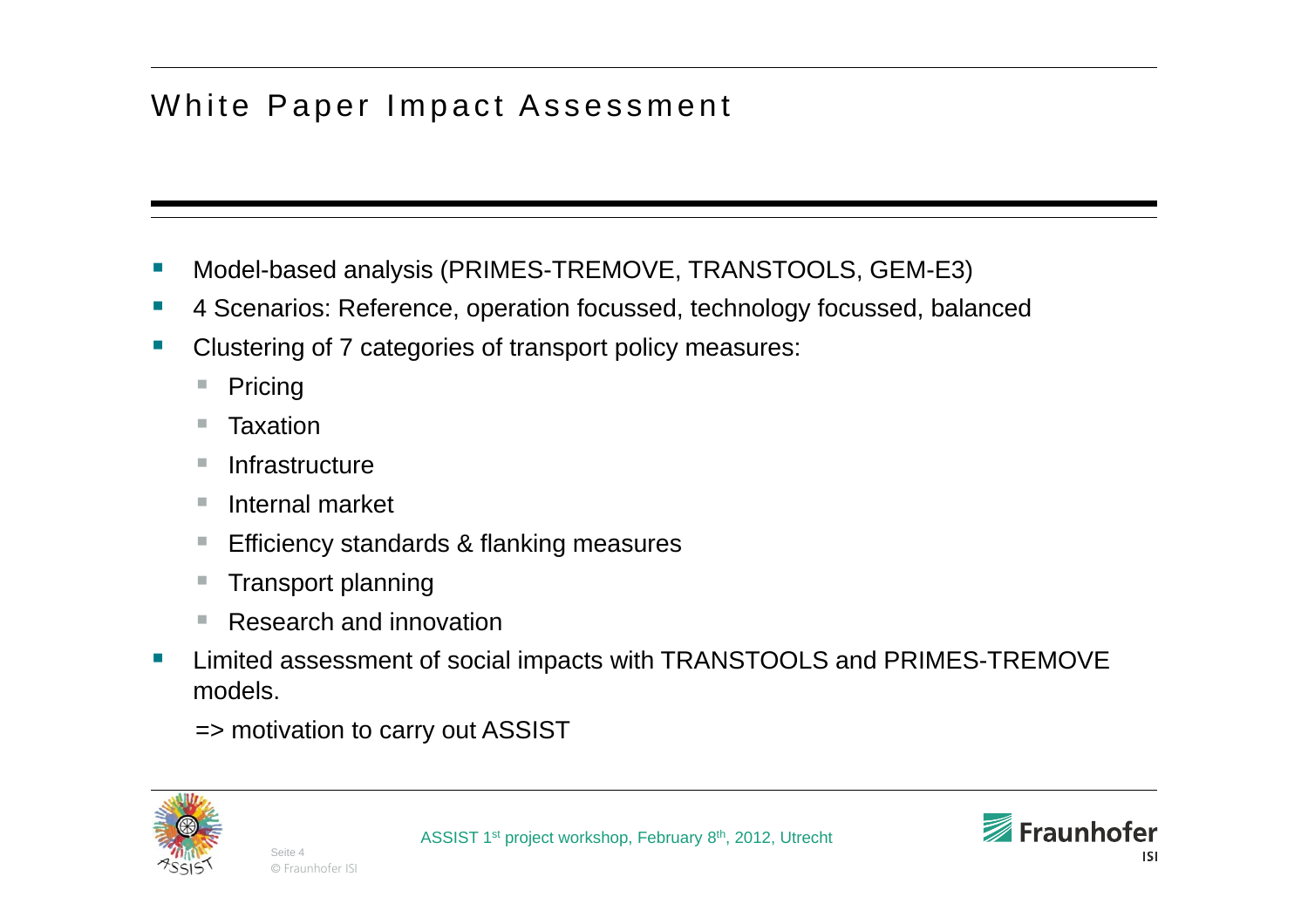## White Paper Impact Assessment

- Model-based analysis (PRIMES-TREMOVE, TRANSTOOLS, GEM-E3)
- 4 Scenarios: Reference, operation focussed, technology focussed, balanced
- Clustering of 7 categories of transport policy measures:
  - Pricing
  - Taxation
  - Infrastructure
  - Internal market
  - Efficiency standards & flanking measures
  - Transport planning
  - Research and innovation
- Limited assessment of social impacts with TRANSTOOLS and PRIMES-TREMOVE models.

  => motivation to carry out ASSIST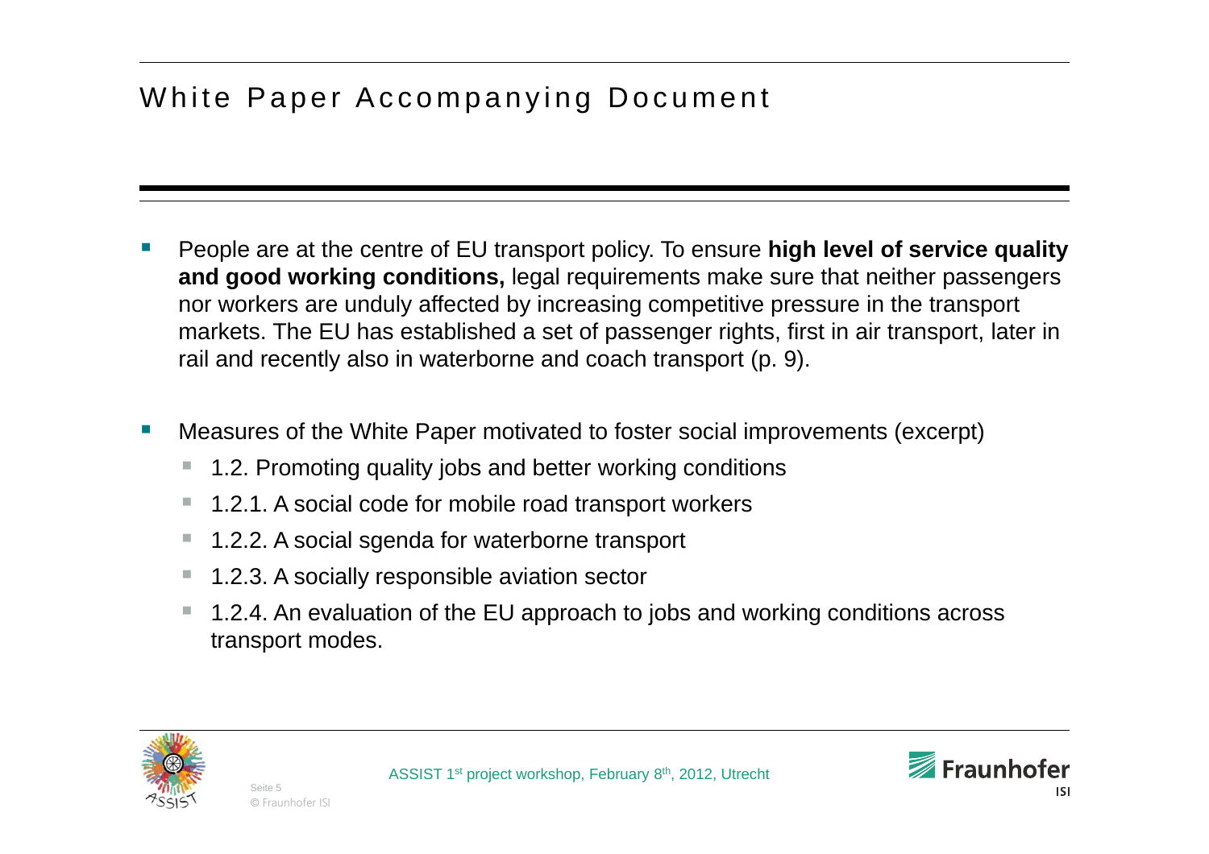# White Paper Accompanying Document

- People are at the centre of EU transport policy. To ensure **high level of service quality and good working conditions,** legal requirements make sure that neither passengers nor workers are unduly affected by increasing competitive pressure in the transport markets. The EU has established a set of passenger rights, first in air transport, later in rail and recently also in waterborne and coach transport (p. 9).

- Measures of the White Paper motivated to foster social improvements (excerpt)
  - 1.2. Promoting quality jobs and better working conditions
  - 1.2.1. A social code for mobile road transport workers
  - 1.2.2. A social sgenda for waterborne transport
  - 1.2.3. A socially responsible aviation sector
  - 1.2.4. An evaluation of the EU approach to jobs and working conditions across transport modes.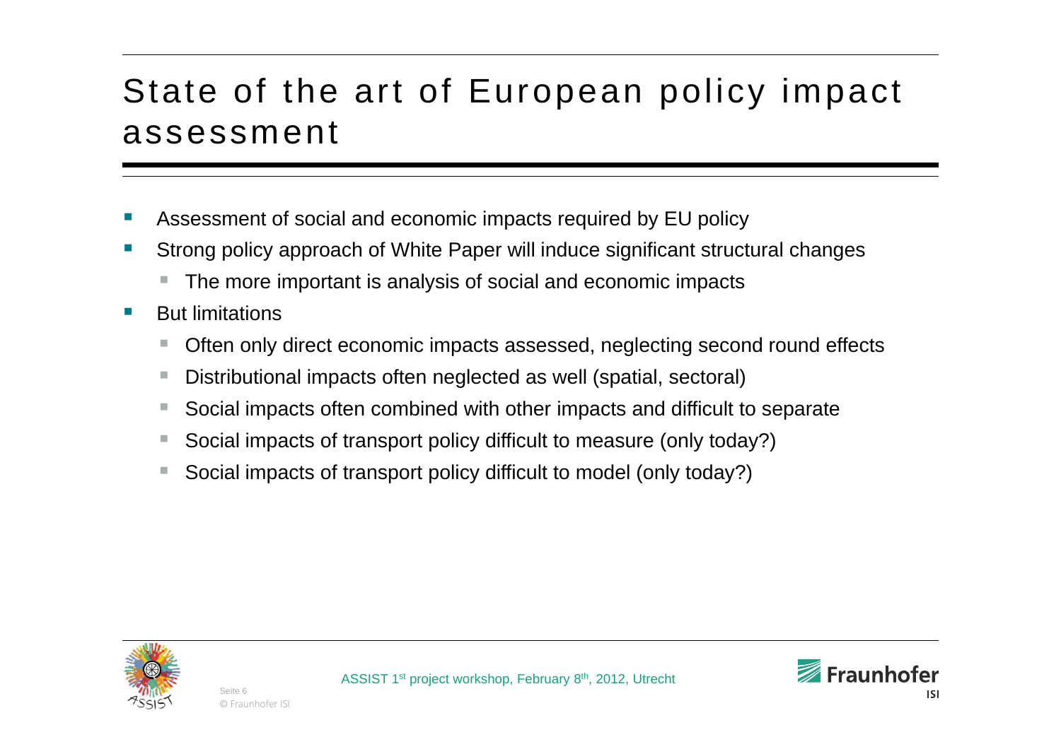# State of the art of European policy impact assessment

- Assessment of social and economic impacts required by EU policy
- Strong policy approach of White Paper will induce significant structural changes
  - The more important is analysis of social and economic impacts
- But limitations
  - Often only direct economic impacts assessed, neglecting second round effects
  - Distributional impacts often neglected as well (spatial, sectoral)
  - Social impacts often combined with other impacts and difficult to separate
  - Social impacts of transport policy difficult to measure (only today?)
  - Social impacts of transport policy difficult to model (only today?)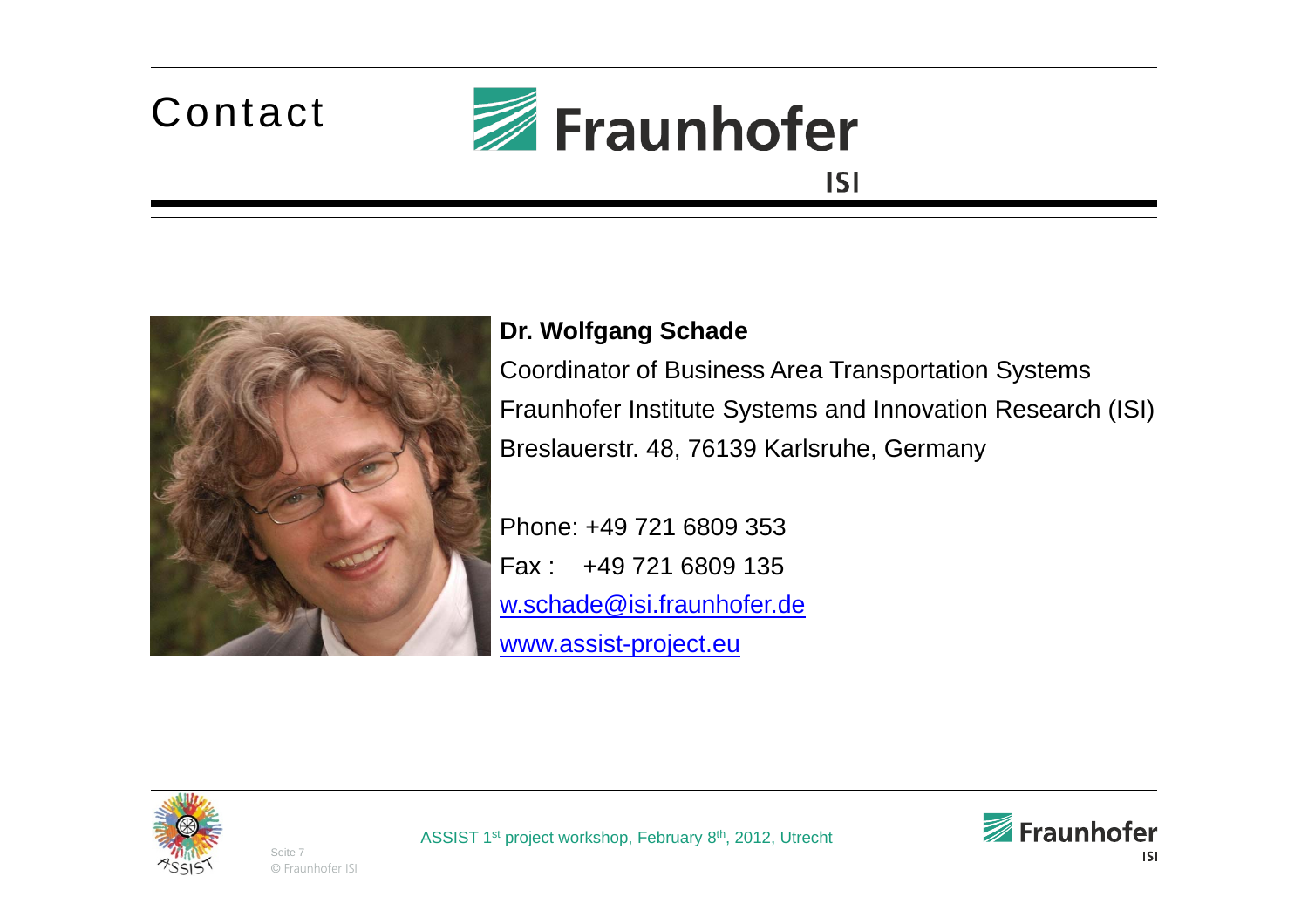# Contact

**Dr. Wolfgang Schade**

Coordinator of Business Area Transportation Systems

Fraunhofer Institute Systems and Innovation Research (ISI)

Breslauerstr. 48, 76139 Karlsruhe, Germany

Phone: +49 721 6809 353

Fax : +49 721 6809 135

w.schade@isi.fraunhofer.de

www.assist-project.eu